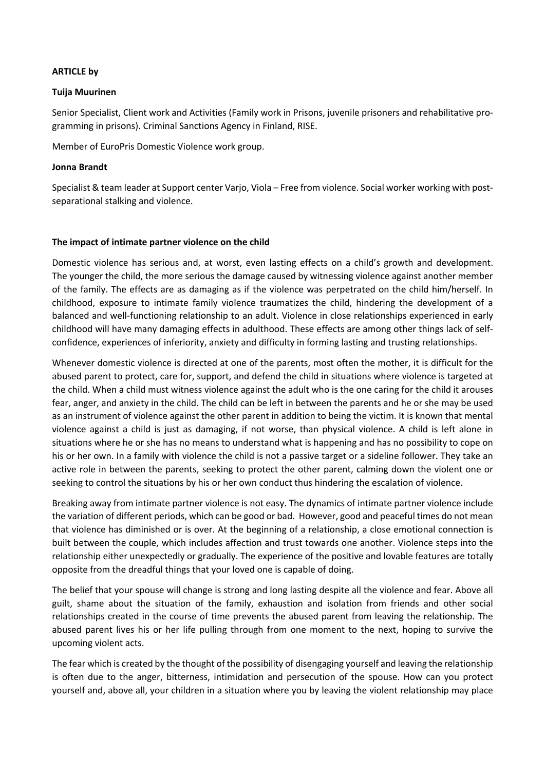**ARTICLE by**

**Tuija Muurinen**

Senior Specialist, Client work and Activities (Family work in Prisons, juvenile prisoners and rehabilitative programming in prisons). Criminal Sanctions Agency in Finland, RISE.

Member of EuroPris Domestic Violence work group.

**Jonna Brandt**

Specialist & team leader at Support center Varjo, Viola – Free from violence. Social worker working with post-separational stalking and violence.

**<u>The impact of intimate partner violence on the child</u>**

Domestic violence has serious and, at worst, even lasting effects on a child's growth and development. The younger the child, the more serious the damage caused by witnessing violence against another member of the family. The effects are as damaging as if the violence was perpetrated on the child him/herself. In childhood, exposure to intimate family violence traumatizes the child, hindering the development of a balanced and well-functioning relationship to an adult. Violence in close relationships experienced in early childhood will have many damaging effects in adulthood. These effects are among other things lack of self-confidence, experiences of inferiority, anxiety and difficulty in forming lasting and trusting relationships.

Whenever domestic violence is directed at one of the parents, most often the mother, it is difficult for the abused parent to protect, care for, support, and defend the child in situations where violence is targeted at the child. When a child must witness violence against the adult who is the one caring for the child it arouses fear, anger, and anxiety in the child. The child can be left in between the parents and he or she may be used as an instrument of violence against the other parent in addition to being the victim. It is known that mental violence against a child is just as damaging, if not worse, than physical violence. A child is left alone in situations where he or she has no means to understand what is happening and has no possibility to cope on his or her own. In a family with violence the child is not a passive target or a sideline follower. They take an active role in between the parents, seeking to protect the other parent, calming down the violent one or seeking to control the situations by his or her own conduct thus hindering the escalation of violence.

Breaking away from intimate partner violence is not easy. The dynamics of intimate partner violence include the variation of different periods, which can be good or bad. However, good and peaceful times do not mean that violence has diminished or is over. At the beginning of a relationship, a close emotional connection is built between the couple, which includes affection and trust towards one another. Violence steps into the relationship either unexpectedly or gradually. The experience of the positive and lovable features are totally opposite from the dreadful things that your loved one is capable of doing.

The belief that your spouse will change is strong and long lasting despite all the violence and fear. Above all guilt, shame about the situation of the family, exhaustion and isolation from friends and other social relationships created in the course of time prevents the abused parent from leaving the relationship. The abused parent lives his or her life pulling through from one moment to the next, hoping to survive the upcoming violent acts.

The fear which is created by the thought of the possibility of disengaging yourself and leaving the relationship is often due to the anger, bitterness, intimidation and persecution of the spouse. How can you protect yourself and, above all, your children in a situation where you by leaving the violent relationship may place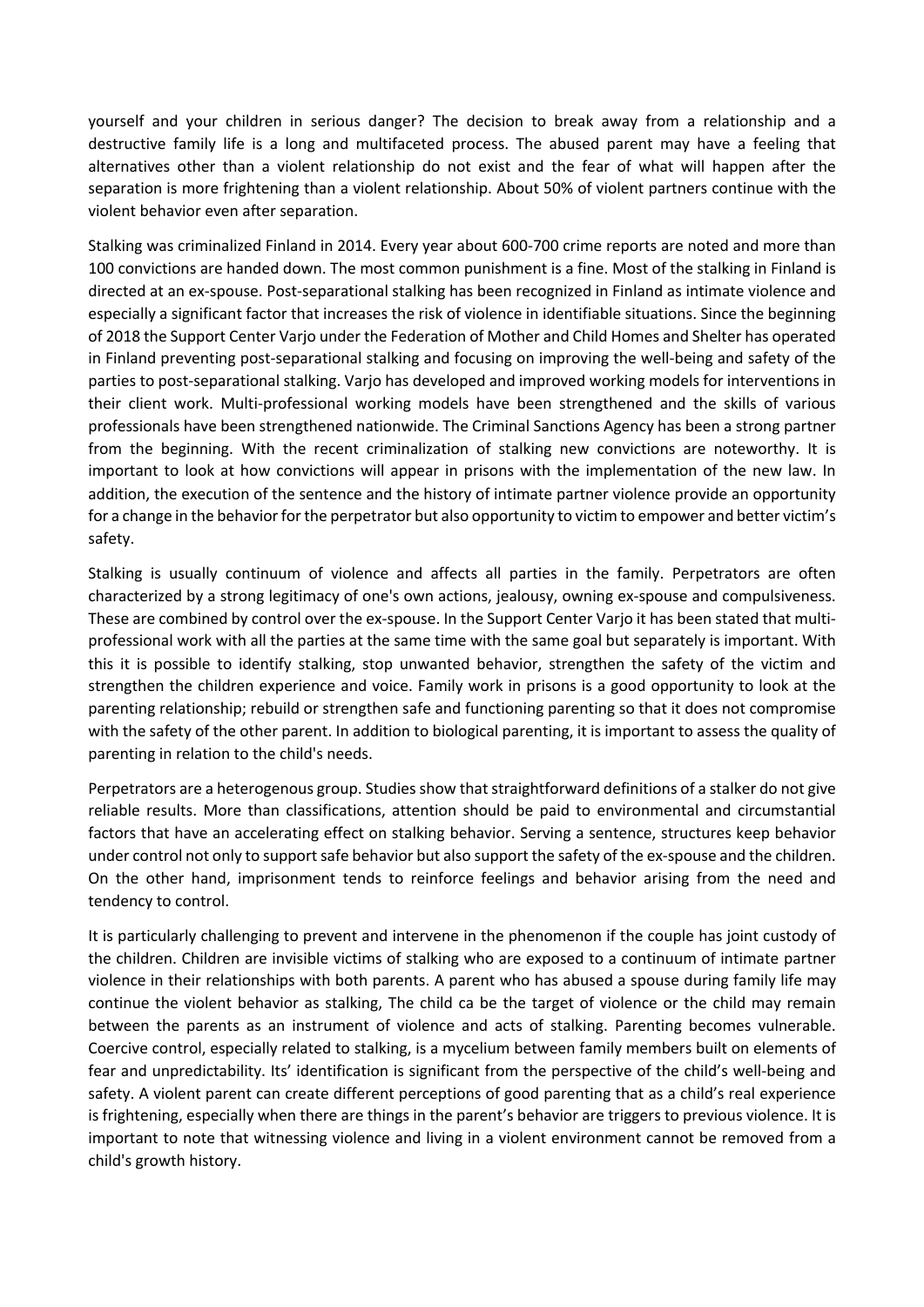yourself and your children in serious danger? The decision to break away from a relationship and a destructive family life is a long and multifaceted process. The abused parent may have a feeling that alternatives other than a violent relationship do not exist and the fear of what will happen after the separation is more frightening than a violent relationship. About 50% of violent partners continue with the violent behavior even after separation.

Stalking was criminalized Finland in 2014. Every year about 600-700 crime reports are noted and more than 100 convictions are handed down. The most common punishment is a fine. Most of the stalking in Finland is directed at an ex-spouse. Post-separational stalking has been recognized in Finland as intimate violence and especially a significant factor that increases the risk of violence in identifiable situations. Since the beginning of 2018 the Support Center Varjo under the Federation of Mother and Child Homes and Shelter has operated in Finland preventing post-separational stalking and focusing on improving the well-being and safety of the parties to post-separational stalking. Varjo has developed and improved working models for interventions in their client work. Multi-professional working models have been strengthened and the skills of various professionals have been strengthened nationwide. The Criminal Sanctions Agency has been a strong partner from the beginning. With the recent criminalization of stalking new convictions are noteworthy. It is important to look at how convictions will appear in prisons with the implementation of the new law. In addition, the execution of the sentence and the history of intimate partner violence provide an opportunity for a change in the behavior for the perpetrator but also opportunity to victim to empower and better victim's safety.

Stalking is usually continuum of violence and affects all parties in the family. Perpetrators are often characterized by a strong legitimacy of one's own actions, jealousy, owning ex-spouse and compulsiveness. These are combined by control over the ex-spouse. In the Support Center Varjo it has been stated that multi-professional work with all the parties at the same time with the same goal but separately is important. With this it is possible to identify stalking, stop unwanted behavior, strengthen the safety of the victim and strengthen the children experience and voice. Family work in prisons is a good opportunity to look at the parenting relationship; rebuild or strengthen safe and functioning parenting so that it does not compromise with the safety of the other parent. In addition to biological parenting, it is important to assess the quality of parenting in relation to the child's needs.

Perpetrators are a heterogenous group. Studies show that straightforward definitions of a stalker do not give reliable results. More than classifications, attention should be paid to environmental and circumstantial factors that have an accelerating effect on stalking behavior. Serving a sentence, structures keep behavior under control not only to support safe behavior but also support the safety of the ex-spouse and the children. On the other hand, imprisonment tends to reinforce feelings and behavior arising from the need and tendency to control.

It is particularly challenging to prevent and intervene in the phenomenon if the couple has joint custody of the children. Children are invisible victims of stalking who are exposed to a continuum of intimate partner violence in their relationships with both parents. A parent who has abused a spouse during family life may continue the violent behavior as stalking, The child ca be the target of violence or the child may remain between the parents as an instrument of violence and acts of stalking. Parenting becomes vulnerable. Coercive control, especially related to stalking, is a mycelium between family members built on elements of fear and unpredictability. Its' identification is significant from the perspective of the child's well-being and safety. A violent parent can create different perceptions of good parenting that as a child's real experience is frightening, especially when there are things in the parent's behavior are triggers to previous violence. It is important to note that witnessing violence and living in a violent environment cannot be removed from a child's growth history.